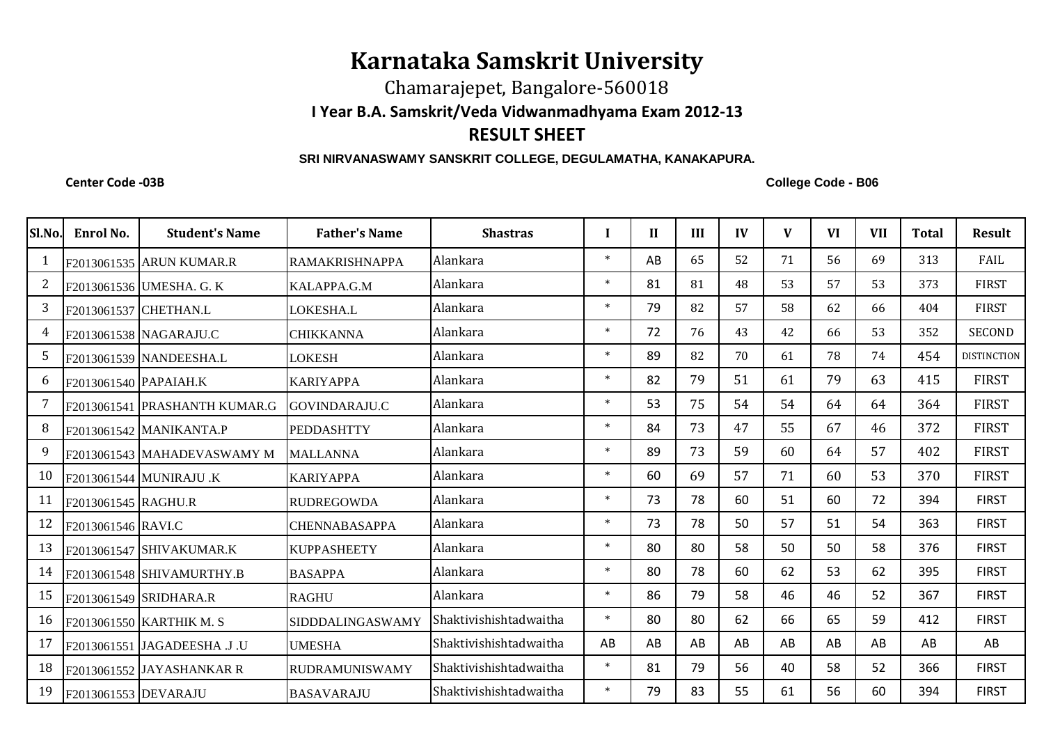# Karnataka Samskrit University

Chamarajepet, Bangalore-560018

**I Year B.A. Samskrit/Veda Vidwanmadhyama Exam 2012-13**

## RESULT SHEET

**SRI NIRVANASWAMY SANSKRIT COLLEGE, DEGULAMATHA, KANAKAPURA.**

**Center Code -03B** **College Code - B06**

| Sl.No. | Enrol No. | Student's Name | Father's Name | Shastras | I | II | III | IV | V | VI | VII | Total | Result |
|---|---|---|---|---|---|---|---|---|---|---|---|---|---|
| 1 | F2013061535 | ARUN KUMAR.R | RAMAKRISHNAPPA | Alankara | * | AB | 65 | 52 | 71 | 56 | 69 | 313 | FAIL |
| 2 | F2013061536 | UMESHA. G. K | KALAPPA.G.M | Alankara | * | 81 | 81 | 48 | 53 | 57 | 53 | 373 | FIRST |
| 3 | F2013061537 | CHETHAN.L | LOKESHA.L | Alankara | * | 79 | 82 | 57 | 58 | 62 | 66 | 404 | FIRST |
| 4 | F2013061538 | NAGARAJU.C | CHIKKANNA | Alankara | * | 72 | 76 | 43 | 42 | 66 | 53 | 352 | SECOND |
| 5 | F2013061539 | NANDEESHA.L | LOKESH | Alankara | * | 89 | 82 | 70 | 61 | 78 | 74 | 454 | DISTINCTION |
| 6 | F2013061540 | PAPAIAH.K | KARIYAPPA | Alankara | * | 82 | 79 | 51 | 61 | 79 | 63 | 415 | FIRST |
| 7 | F2013061541 | PRASHANTH KUMAR.G | GOVINDARAJU.C | Alankara | * | 53 | 75 | 54 | 54 | 64 | 64 | 364 | FIRST |
| 8 | F2013061542 | MANIKANTA.P | PEDDASHTTY | Alankara | * | 84 | 73 | 47 | 55 | 67 | 46 | 372 | FIRST |
| 9 | F2013061543 | MAHADEVASWAMY M | MALLANNA | Alankara | * | 89 | 73 | 59 | 60 | 64 | 57 | 402 | FIRST |
| 10 | F2013061544 | MUNIRAJU .K | KARIYAPPA | Alankara | * | 60 | 69 | 57 | 71 | 60 | 53 | 370 | FIRST |
| 11 | F2013061545 | RAGHU.R | RUDREGOWDA | Alankara | * | 73 | 78 | 60 | 51 | 60 | 72 | 394 | FIRST |
| 12 | F2013061546 | RAVI.C | CHENNABASAPPA | Alankara | * | 73 | 78 | 50 | 57 | 51 | 54 | 363 | FIRST |
| 13 | F2013061547 | SHIVAKUMAR.K | KUPPASHEETY | Alankara | * | 80 | 80 | 58 | 50 | 50 | 58 | 376 | FIRST |
| 14 | F2013061548 | SHIVAMURTHY.B | BASAPPA | Alankara | * | 80 | 78 | 60 | 62 | 53 | 62 | 395 | FIRST |
| 15 | F2013061549 | SRIDHARA.R | RAGHU | Alankara | * | 86 | 79 | 58 | 46 | 46 | 52 | 367 | FIRST |
| 16 | F2013061550 | KARTHIK M. S | SIDDDALINGASWAMY | Shaktivishishtadwaitha | * | 80 | 80 | 62 | 66 | 65 | 59 | 412 | FIRST |
| 17 | F2013061551 | JAGADEESHA .J .U | UMESHA | Shaktivishishtadwaitha | AB | AB | AB | AB | AB | AB | AB | AB | AB |
| 18 | F2013061552 | JAYASHANKAR R | RUDRAMUNISWAMY | Shaktivishishtadwaitha | * | 81 | 79 | 56 | 40 | 58 | 52 | 366 | FIRST |
| 19 | F2013061553 | DEVARAJU | BASAVARAJU | Shaktivishishtadwaitha | * | 79 | 83 | 55 | 61 | 56 | 60 | 394 | FIRST |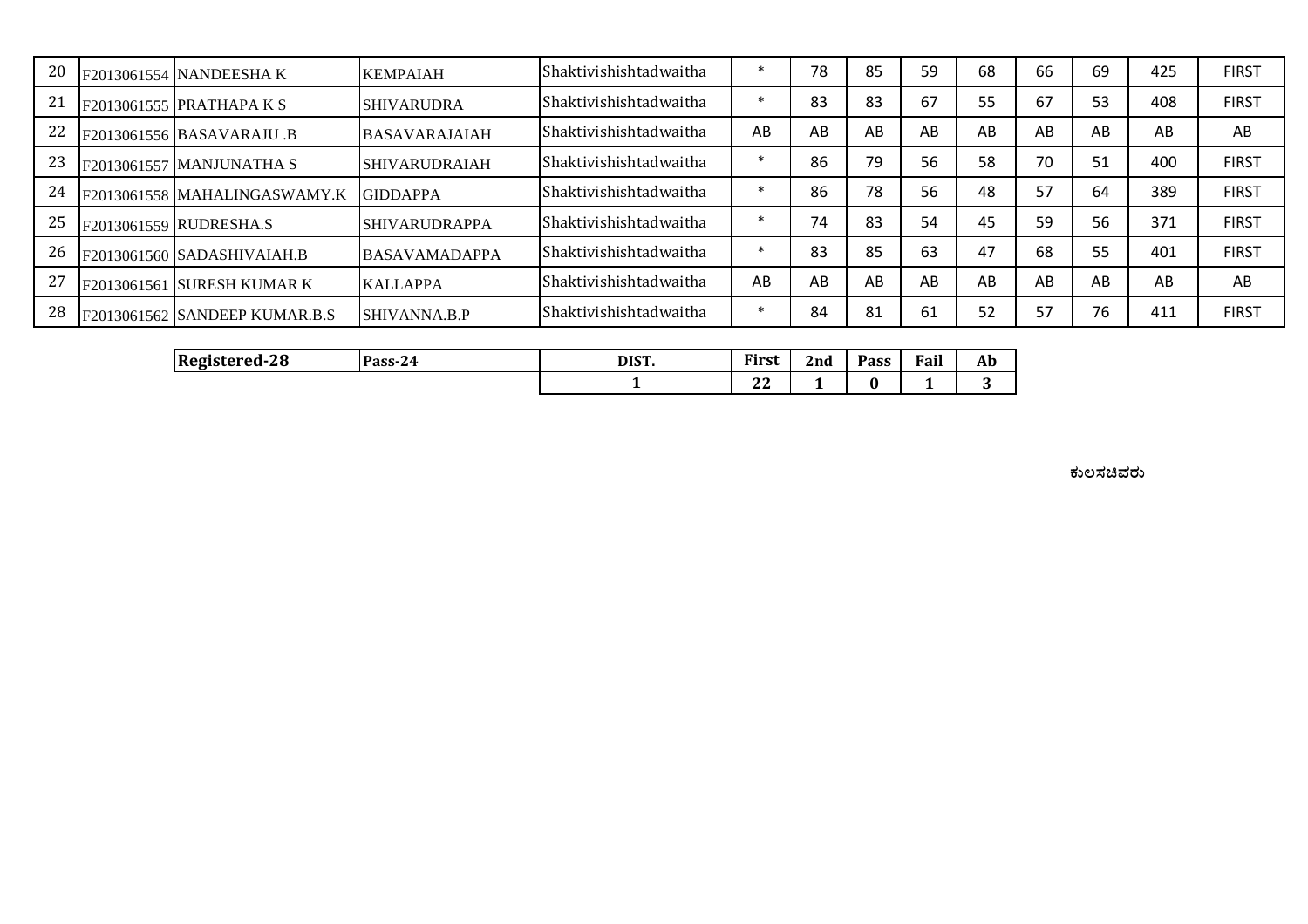| | | | | | | | | | | | | | |
|---|---|---|---|---|---|---|---|---|---|---|---|---|---|
| 20 | F2013061554 | NANDEESHA K | KEMPAIAH | Shaktivishishtadwaitha | * | 78 | 85 | 59 | 68 | 66 | 69 | 425 | FIRST |
| 21 | F2013061555 | PRATHAPA K S | SHIVARUDRA | Shaktivishishtadwaitha | * | 83 | 83 | 67 | 55 | 67 | 53 | 408 | FIRST |
| 22 | F2013061556 | BASAVARAJU .B | BASAVARAJAIAH | Shaktivishishtadwaitha | AB | AB | AB | AB | AB | AB | AB | AB | AB |
| 23 | F2013061557 | MANJUNATHA S | SHIVARUDRAIAH | Shaktivishishtadwaitha | * | 86 | 79 | 56 | 58 | 70 | 51 | 400 | FIRST |
| 24 | F2013061558 | MAHALINGASWAMY.K | GIDDAPPA | Shaktivishishtadwaitha | * | 86 | 78 | 56 | 48 | 57 | 64 | 389 | FIRST |
| 25 | F2013061559 | RUDRESHA.S | SHIVARUDRAPPA | Shaktivishishtadwaitha | * | 74 | 83 | 54 | 45 | 59 | 56 | 371 | FIRST |
| 26 | F2013061560 | SADASHIVAIAH.B | BASAVAMADAPPA | Shaktivishishtadwaitha | * | 83 | 85 | 63 | 47 | 68 | 55 | 401 | FIRST |
| 27 | F2013061561 | SURESH KUMAR K | KALLAPPA | Shaktivishishtadwaitha | AB | AB | AB | AB | AB | AB | AB | AB | AB |
| 28 | F2013061562 | SANDEEP KUMAR.B.S | SHIVANNA.B.P | Shaktivishishtadwaitha | * | 84 | 81 | 61 | 52 | 57 | 76 | 411 | FIRST |

| Registered-28 | Pass-24 | DIST. | First | 2nd | Pass | Fail | Ab |
|---|---|---|---|---|---|---|---|
| | | 1 | 22 | 1 | 0 | 1 | 3 |

ಕುಲಸಚಿವರು